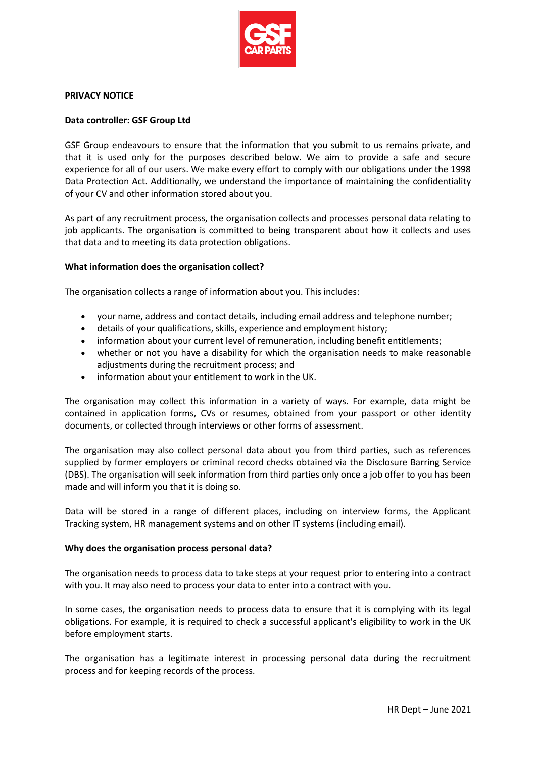**PRIVACY NOTICE**

**Data controller: GSF Group Ltd**

GSF Group endeavours to ensure that the information that you submit to us remains private, and that it is used only for the purposes described below. We aim to provide a safe and secure experience for all of our users. We make every effort to comply with our obligations under the 1998 Data Protection Act. Additionally, we understand the importance of maintaining the confidentiality of your CV and other information stored about you.

As part of any recruitment process, the organisation collects and processes personal data relating to job applicants. The organisation is committed to being transparent about how it collects and uses that data and to meeting its data protection obligations.

**What information does the organisation collect?**

The organisation collects a range of information about you. This includes:

- your name, address and contact details, including email address and telephone number;
- details of your qualifications, skills, experience and employment history;
- information about your current level of remuneration, including benefit entitlements;
- whether or not you have a disability for which the organisation needs to make reasonable adjustments during the recruitment process; and
- information about your entitlement to work in the UK.

The organisation may collect this information in a variety of ways. For example, data might be contained in application forms, CVs or resumes, obtained from your passport or other identity documents, or collected through interviews or other forms of assessment.

The organisation may also collect personal data about you from third parties, such as references supplied by former employers or criminal record checks obtained via the Disclosure Barring Service (DBS). The organisation will seek information from third parties only once a job offer to you has been made and will inform you that it is doing so.

Data will be stored in a range of different places, including on interview forms, the Applicant Tracking system, HR management systems and on other IT systems (including email).

**Why does the organisation process personal data?**

The organisation needs to process data to take steps at your request prior to entering into a contract with you. It may also need to process your data to enter into a contract with you.

In some cases, the organisation needs to process data to ensure that it is complying with its legal obligations. For example, it is required to check a successful applicant's eligibility to work in the UK before employment starts.

The organisation has a legitimate interest in processing personal data during the recruitment process and for keeping records of the process.

HR Dept – June 2021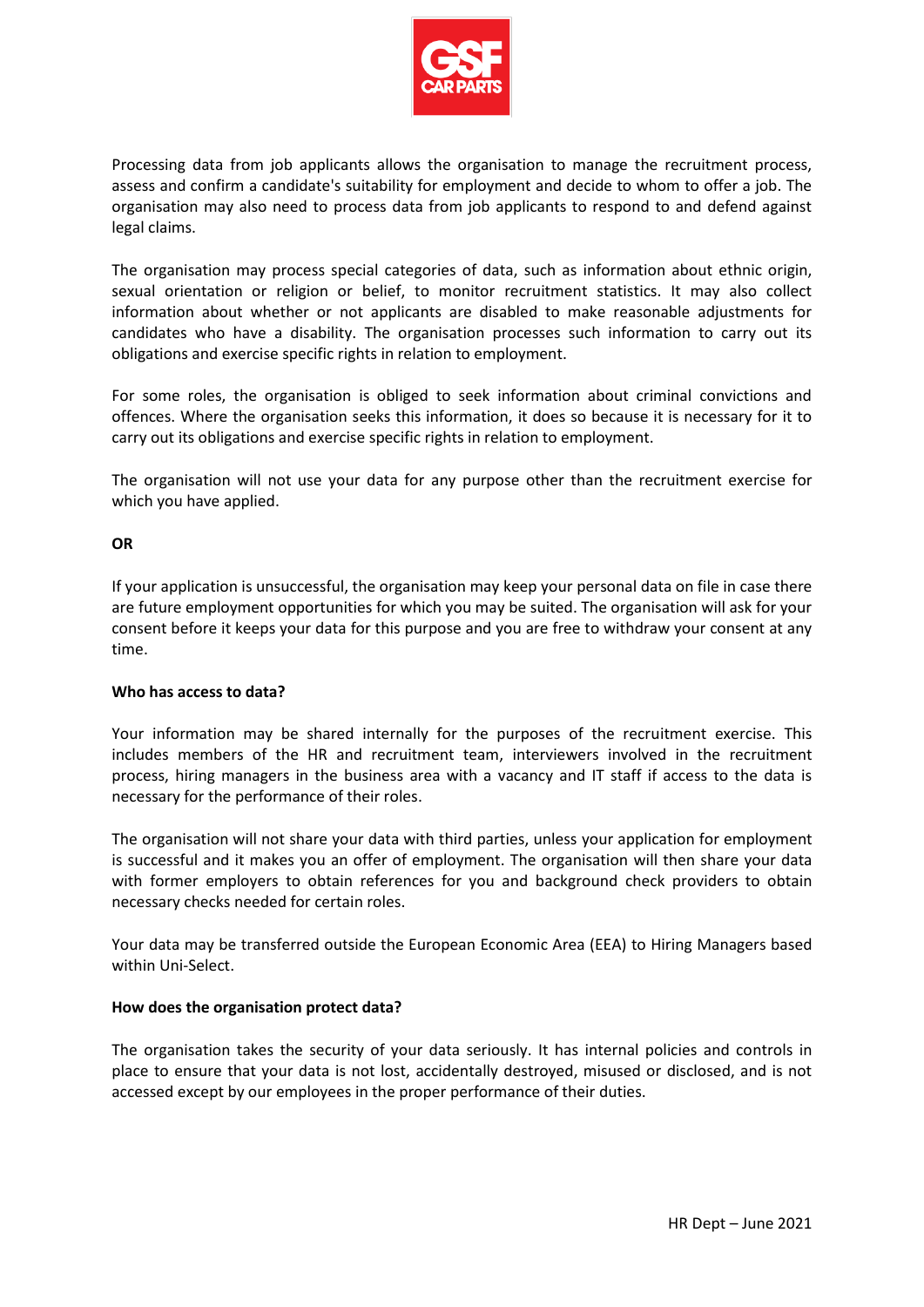Processing data from job applicants allows the organisation to manage the recruitment process, assess and confirm a candidate's suitability for employment and decide to whom to offer a job. The organisation may also need to process data from job applicants to respond to and defend against legal claims.

The organisation may process special categories of data, such as information about ethnic origin, sexual orientation or religion or belief, to monitor recruitment statistics. It may also collect information about whether or not applicants are disabled to make reasonable adjustments for candidates who have a disability. The organisation processes such information to carry out its obligations and exercise specific rights in relation to employment.

For some roles, the organisation is obliged to seek information about criminal convictions and offences. Where the organisation seeks this information, it does so because it is necessary for it to carry out its obligations and exercise specific rights in relation to employment.

The organisation will not use your data for any purpose other than the recruitment exercise for which you have applied.

**OR**

If your application is unsuccessful, the organisation may keep your personal data on file in case there are future employment opportunities for which you may be suited. The organisation will ask for your consent before it keeps your data for this purpose and you are free to withdraw your consent at any time.

**Who has access to data?**

Your information may be shared internally for the purposes of the recruitment exercise. This includes members of the HR and recruitment team, interviewers involved in the recruitment process, hiring managers in the business area with a vacancy and IT staff if access to the data is necessary for the performance of their roles.

The organisation will not share your data with third parties, unless your application for employment is successful and it makes you an offer of employment. The organisation will then share your data with former employers to obtain references for you and background check providers to obtain necessary checks needed for certain roles.

Your data may be transferred outside the European Economic Area (EEA) to Hiring Managers based within Uni-Select.

**How does the organisation protect data?**

The organisation takes the security of your data seriously. It has internal policies and controls in place to ensure that your data is not lost, accidentally destroyed, misused or disclosed, and is not accessed except by our employees in the proper performance of their duties.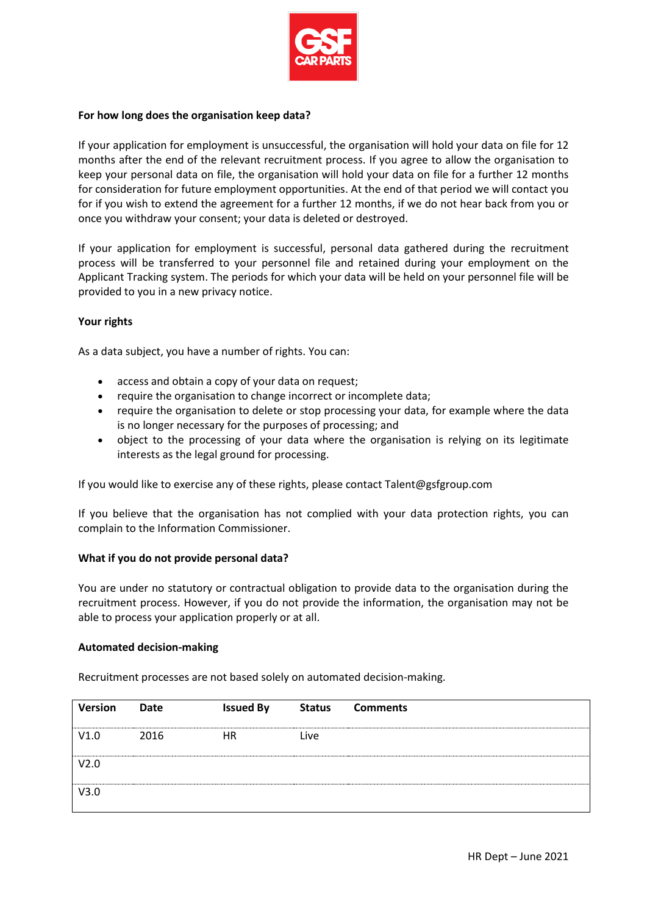**For how long does the organisation keep data?**

If your application for employment is unsuccessful, the organisation will hold your data on file for 12 months after the end of the relevant recruitment process. If you agree to allow the organisation to keep your personal data on file, the organisation will hold your data on file for a further 12 months for consideration for future employment opportunities. At the end of that period we will contact you for if you wish to extend the agreement for a further 12 months, if we do not hear back from you or once you withdraw your consent; your data is deleted or destroyed.

If your application for employment is successful, personal data gathered during the recruitment process will be transferred to your personnel file and retained during your employment on the Applicant Tracking system. The periods for which your data will be held on your personnel file will be provided to you in a new privacy notice.

**Your rights**

As a data subject, you have a number of rights. You can:

- access and obtain a copy of your data on request;
- require the organisation to change incorrect or incomplete data;
- require the organisation to delete or stop processing your data, for example where the data is no longer necessary for the purposes of processing; and
- object to the processing of your data where the organisation is relying on its legitimate interests as the legal ground for processing.

If you would like to exercise any of these rights, please contact Talent@gsfgroup.com

If you believe that the organisation has not complied with your data protection rights, you can complain to the Information Commissioner.

**What if you do not provide personal data?**

You are under no statutory or contractual obligation to provide data to the organisation during the recruitment process. However, if you do not provide the information, the organisation may not be able to process your application properly or at all.

**Automated decision-making**

Recruitment processes are not based solely on automated decision-making.

| Version | Date | Issued By | Status | Comments |
|---|---|---|---|---|
| V1.0 | 2016 | HR | Live | |
| V2.0 | | | | |
| V3.0 | | | | |

HR Dept – June 2021